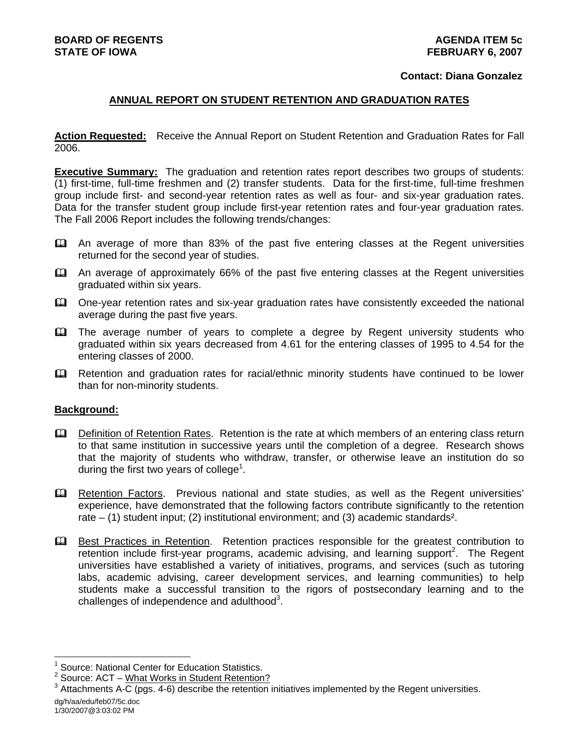**BOARD OF REGENTS**
**STATE OF IOWA**

**AGENDA ITEM 5c**
**FEBRUARY 6, 2007**

**Contact: Diana Gonzalez**

## ANNUAL REPORT ON STUDENT RETENTION AND GRADUATION RATES

**Action Requested:** Receive the Annual Report on Student Retention and Graduation Rates for Fall 2006.

**Executive Summary:** The graduation and retention rates report describes two groups of students: (1) first-time, full-time freshmen and (2) transfer students. Data for the first-time, full-time freshmen group include first- and second-year retention rates as well as four- and six-year graduation rates. Data for the transfer student group include first-year retention rates and four-year graduation rates. The Fall 2006 Report includes the following trends/changes:

- An average of more than 83% of the past five entering classes at the Regent universities returned for the second year of studies.
- An average of approximately 66% of the past five entering classes at the Regent universities graduated within six years.
- One-year retention rates and six-year graduation rates have consistently exceeded the national average during the past five years.
- The average number of years to complete a degree by Regent university students who graduated within six years decreased from 4.61 for the entering classes of 1995 to 4.54 for the entering classes of 2000.
- Retention and graduation rates for racial/ethnic minority students have continued to be lower than for non-minority students.

**Background:**

- Definition of Retention Rates. Retention is the rate at which members of an entering class return to that same institution in successive years until the completion of a degree. Research shows that the majority of students who withdraw, transfer, or otherwise leave an institution do so during the first two years of college[1].
- Retention Factors. Previous national and state studies, as well as the Regent universities' experience, have demonstrated that the following factors contribute significantly to the retention rate – (1) student input; (2) institutional environment; and (3) academic standards[2].
- Best Practices in Retention. Retention practices responsible for the greatest contribution to retention include first-year programs, academic advising, and learning support[2]. The Regent universities have established a variety of initiatives, programs, and services (such as tutoring labs, academic advising, career development services, and learning communities) to help students make a successful transition to the rigors of postsecondary learning and to the challenges of independence and adulthood[3].

---

[1] Source: National Center for Education Statistics.
[2] Source: ACT – What Works in Student Retention?
[3] Attachments A-C (pgs. 4-6) describe the retention initiatives implemented by the Regent universities.

dg/h/aa/edu/feb07/5c.doc
1/30/2007@3:03:02 PM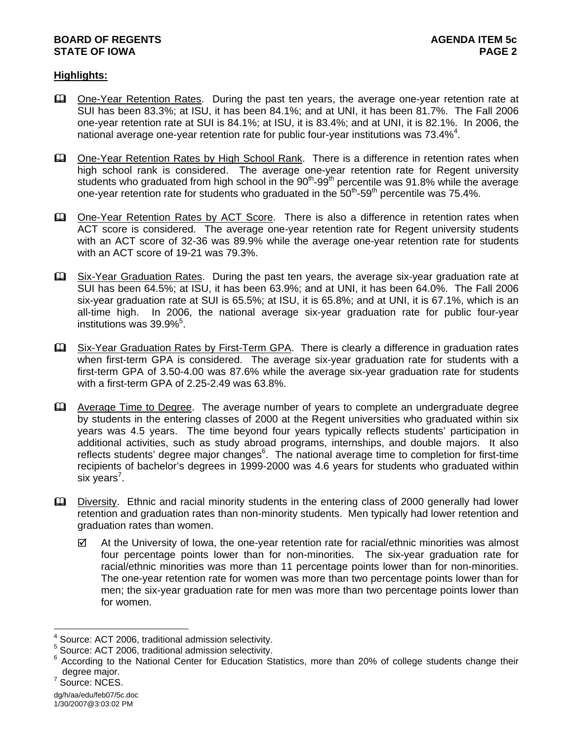**Highlights:**

- One-Year Retention Rates. During the past ten years, the average one-year retention rate at SUI has been 83.3%; at ISU, it has been 84.1%; and at UNI, it has been 81.7%. The Fall 2006 one-year retention rate at SUI is 84.1%; at ISU, it is 83.4%; and at UNI, it is 82.1%. In 2006, the national average one-year retention rate for public four-year institutions was 73.4%[4].

- One-Year Retention Rates by High School Rank. There is a difference in retention rates when high school rank is considered. The average one-year retention rate for Regent university students who graduated from high school in the 90th-99th percentile was 91.8% while the average one-year retention rate for students who graduated in the 50th-59th percentile was 75.4%.

- One-Year Retention Rates by ACT Score. There is also a difference in retention rates when ACT score is considered. The average one-year retention rate for Regent university students with an ACT score of 32-36 was 89.9% while the average one-year retention rate for students with an ACT score of 19-21 was 79.3%.

- Six-Year Graduation Rates. During the past ten years, the average six-year graduation rate at SUI has been 64.5%; at ISU, it has been 63.9%; and at UNI, it has been 64.0%. The Fall 2006 six-year graduation rate at SUI is 65.5%; at ISU, it is 65.8%; and at UNI, it is 67.1%, which is an all-time high. In 2006, the national average six-year graduation rate for public four-year institutions was 39.9%[5].

- Six-Year Graduation Rates by First-Term GPA. There is clearly a difference in graduation rates when first-term GPA is considered. The average six-year graduation rate for students with a first-term GPA of 3.50-4.00 was 87.6% while the average six-year graduation rate for students with a first-term GPA of 2.25-2.49 was 63.8%.

- Average Time to Degree. The average number of years to complete an undergraduate degree by students in the entering classes of 2000 at the Regent universities who graduated within six years was 4.5 years. The time beyond four years typically reflects students' participation in additional activities, such as study abroad programs, internships, and double majors. It also reflects students' degree major changes[6]. The national average time to completion for first-time recipients of bachelor's degrees in 1999-2000 was 4.6 years for students who graduated within six years[7].

- Diversity. Ethnic and racial minority students in the entering class of 2000 generally had lower retention and graduation rates than non-minority students. Men typically had lower retention and graduation rates than women.

  - ☑ At the University of Iowa, the one-year retention rate for racial/ethnic minorities was almost four percentage points lower than for non-minorities. The six-year graduation rate for racial/ethnic minorities was more than 11 percentage points lower than for non-minorities. The one-year retention rate for women was more than two percentage points lower than for men; the six-year graduation rate for men was more than two percentage points lower than for women.

---

[4] Source: ACT 2006, traditional admission selectivity.
[5] Source: ACT 2006, traditional admission selectivity.
[6] According to the National Center for Education Statistics, more than 20% of college students change their degree major.
[7] Source: NCES.

dg/h/aa/edu/feb07/5c.doc
1/30/2007@3:03:02 PM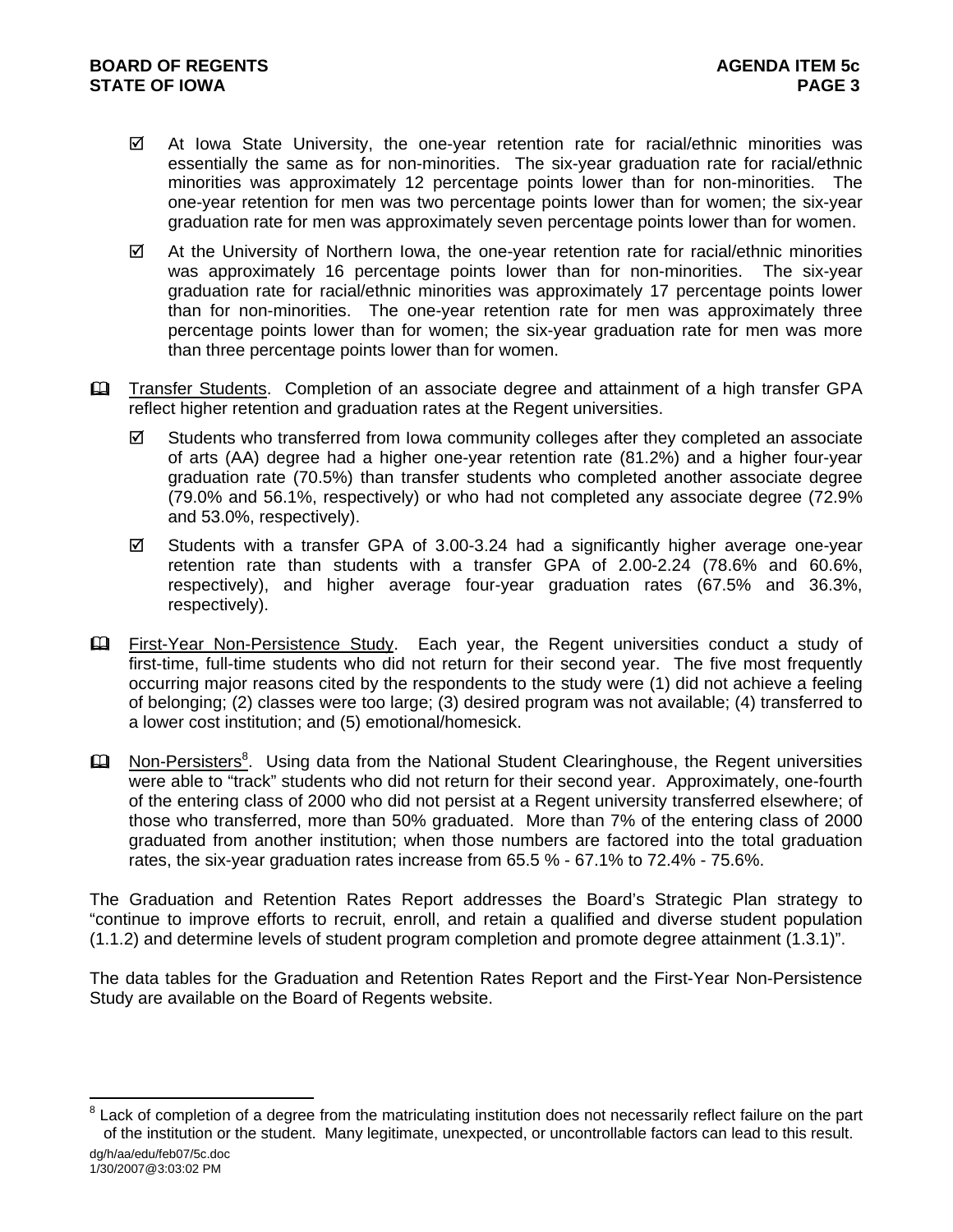- ☑ At Iowa State University, the one-year retention rate for racial/ethnic minorities was essentially the same as for non-minorities. The six-year graduation rate for racial/ethnic minorities was approximately 12 percentage points lower than for non-minorities. The one-year retention for men was two percentage points lower than for women; the six-year graduation rate for men was approximately seven percentage points lower than for women.

- ☑ At the University of Northern Iowa, the one-year retention rate for racial/ethnic minorities was approximately 16 percentage points lower than for non-minorities. The six-year graduation rate for racial/ethnic minorities was approximately 17 percentage points lower than for non-minorities. The one-year retention rate for men was approximately three percentage points lower than for women; the six-year graduation rate for men was more than three percentage points lower than for women.

🕮 Transfer Students. Completion of an associate degree and attainment of a high transfer GPA reflect higher retention and graduation rates at the Regent universities.

- ☑ Students who transferred from Iowa community colleges after they completed an associate of arts (AA) degree had a higher one-year retention rate (81.2%) and a higher four-year graduation rate (70.5%) than transfer students who completed another associate degree (79.0% and 56.1%, respectively) or who had not completed any associate degree (72.9% and 53.0%, respectively).

- ☑ Students with a transfer GPA of 3.00-3.24 had a significantly higher average one-year retention rate than students with a transfer GPA of 2.00-2.24 (78.6% and 60.6%, respectively), and higher average four-year graduation rates (67.5% and 36.3%, respectively).

🕮 First-Year Non-Persistence Study. Each year, the Regent universities conduct a study of first-time, full-time students who did not return for their second year. The five most frequently occurring major reasons cited by the respondents to the study were (1) did not achieve a feeling of belonging; (2) classes were too large; (3) desired program was not available; (4) transferred to a lower cost institution; and (5) emotional/homesick.

🕮 Non-Persisters[8]. Using data from the National Student Clearinghouse, the Regent universities were able to "track" students who did not return for their second year. Approximately, one-fourth of the entering class of 2000 who did not persist at a Regent university transferred elsewhere; of those who transferred, more than 50% graduated. More than 7% of the entering class of 2000 graduated from another institution; when those numbers are factored into the total graduation rates, the six-year graduation rates increase from 65.5 % - 67.1% to 72.4% - 75.6%.

The Graduation and Retention Rates Report addresses the Board's Strategic Plan strategy to "continue to improve efforts to recruit, enroll, and retain a qualified and diverse student population (1.1.2) and determine levels of student program completion and promote degree attainment (1.3.1)".

The data tables for the Graduation and Retention Rates Report and the First-Year Non-Persistence Study are available on the Board of Regents website.

---

[8] Lack of completion of a degree from the matriculating institution does not necessarily reflect failure on the part of the institution or the student. Many legitimate, unexpected, or uncontrollable factors can lead to this result.

dg/h/aa/edu/feb07/5c.doc
1/30/2007@3:03:02 PM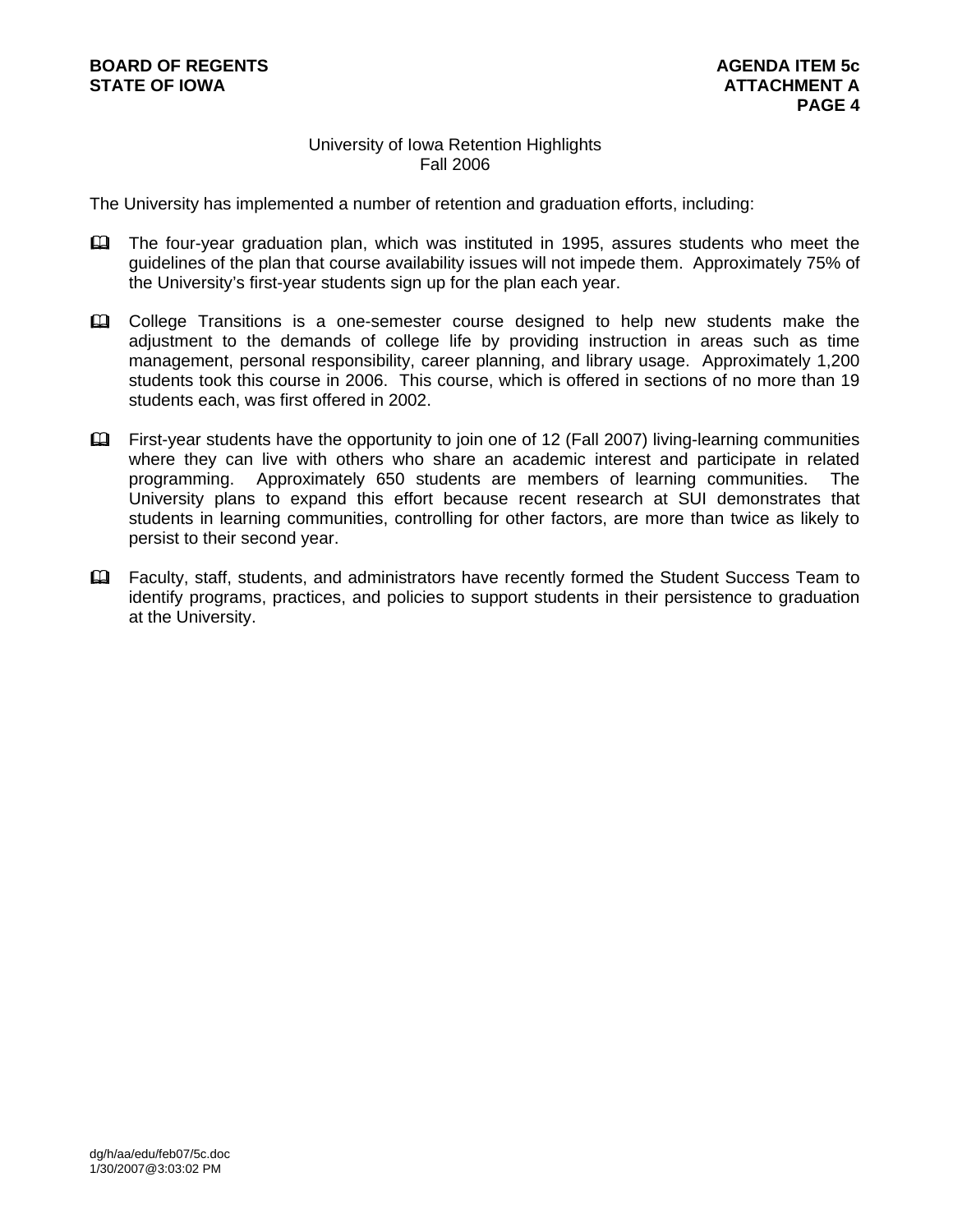## University of Iowa Retention Highlights
## Fall 2006

The University has implemented a number of retention and graduation efforts, including:

- The four-year graduation plan, which was instituted in 1995, assures students who meet the guidelines of the plan that course availability issues will not impede them. Approximately 75% of the University's first-year students sign up for the plan each year.

- College Transitions is a one-semester course designed to help new students make the adjustment to the demands of college life by providing instruction in areas such as time management, personal responsibility, career planning, and library usage. Approximately 1,200 students took this course in 2006. This course, which is offered in sections of no more than 19 students each, was first offered in 2002.

- First-year students have the opportunity to join one of 12 (Fall 2007) living-learning communities where they can live with others who share an academic interest and participate in related programming. Approximately 650 students are members of learning communities. The University plans to expand this effort because recent research at SUI demonstrates that students in learning communities, controlling for other factors, are more than twice as likely to persist to their second year.

- Faculty, staff, students, and administrators have recently formed the Student Success Team to identify programs, practices, and policies to support students in their persistence to graduation at the University.

dg/h/aa/edu/feb07/5c.doc
1/30/2007@3:03:02 PM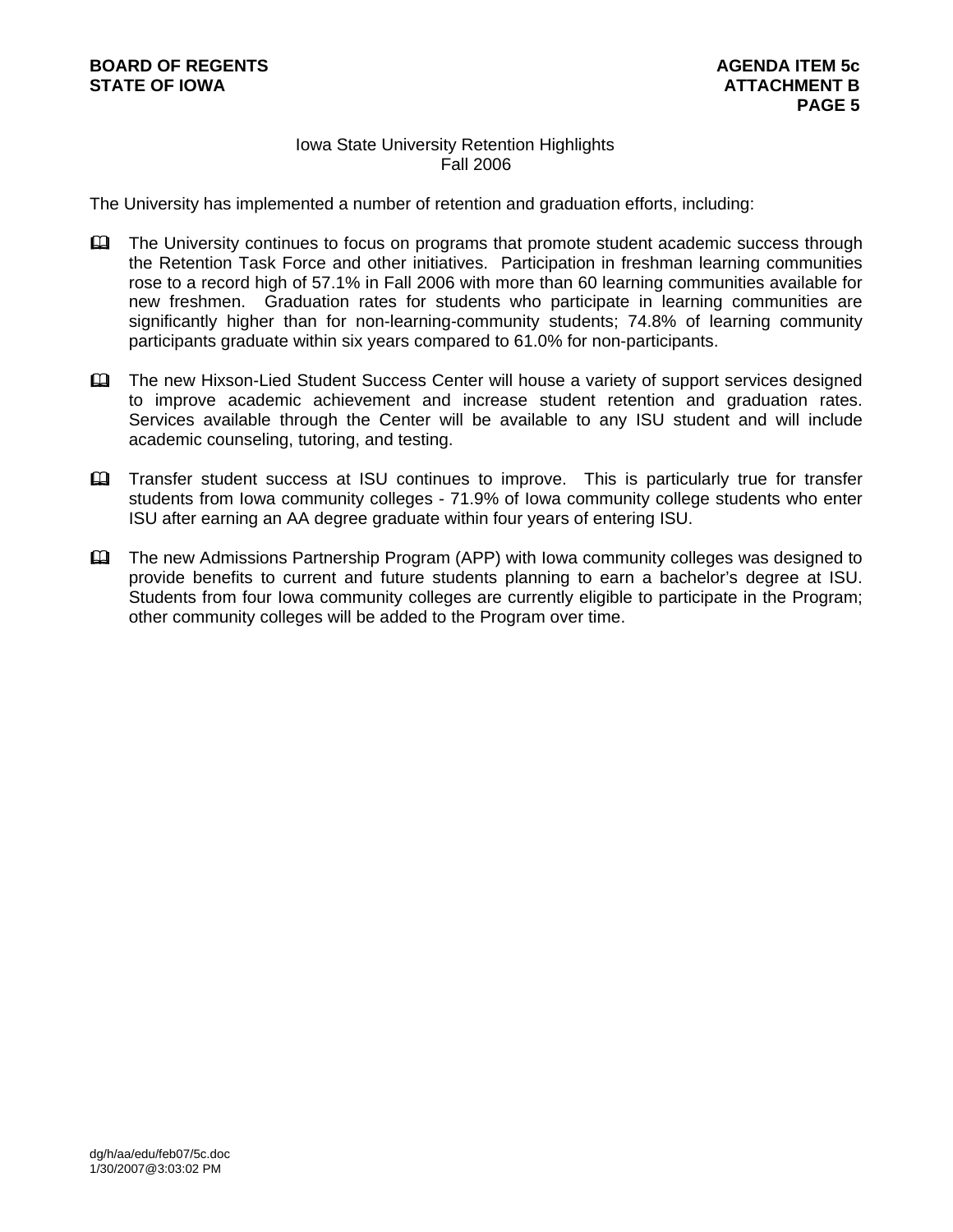## Iowa State University Retention Highlights
### Fall 2006

The University has implemented a number of retention and graduation efforts, including:

- The University continues to focus on programs that promote student academic success through the Retention Task Force and other initiatives. Participation in freshman learning communities rose to a record high of 57.1% in Fall 2006 with more than 60 learning communities available for new freshmen. Graduation rates for students who participate in learning communities are significantly higher than for non-learning-community students; 74.8% of learning community participants graduate within six years compared to 61.0% for non-participants.

- The new Hixson-Lied Student Success Center will house a variety of support services designed to improve academic achievement and increase student retention and graduation rates. Services available through the Center will be available to any ISU student and will include academic counseling, tutoring, and testing.

- Transfer student success at ISU continues to improve. This is particularly true for transfer students from Iowa community colleges - 71.9% of Iowa community college students who enter ISU after earning an AA degree graduate within four years of entering ISU.

- The new Admissions Partnership Program (APP) with Iowa community colleges was designed to provide benefits to current and future students planning to earn a bachelor's degree at ISU. Students from four Iowa community colleges are currently eligible to participate in the Program; other community colleges will be added to the Program over time.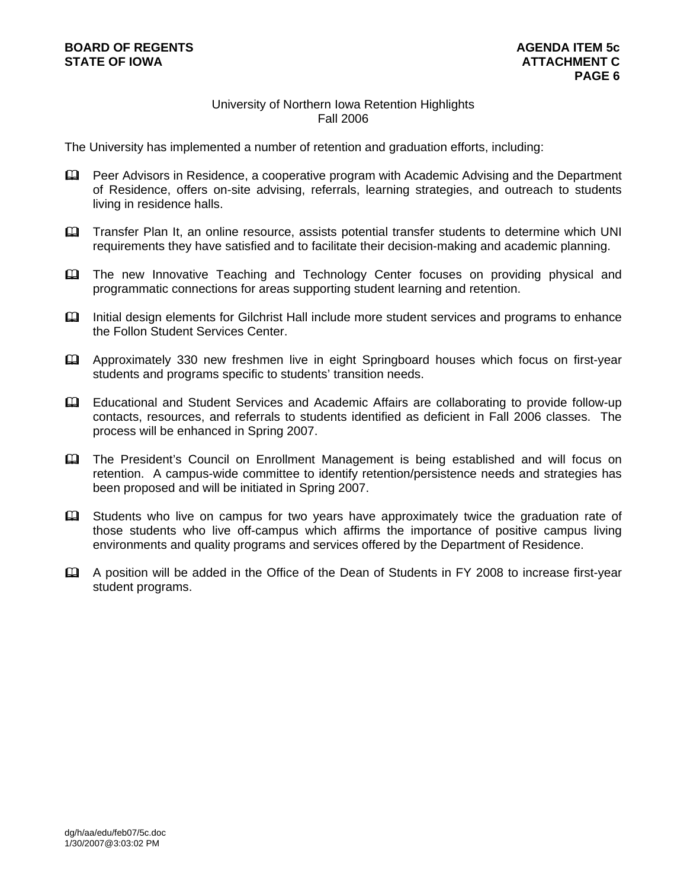University of Northern Iowa Retention Highlights
Fall 2006

The University has implemented a number of retention and graduation efforts, including:

- Peer Advisors in Residence, a cooperative program with Academic Advising and the Department of Residence, offers on-site advising, referrals, learning strategies, and outreach to students living in residence halls.

- Transfer Plan It, an online resource, assists potential transfer students to determine which UNI requirements they have satisfied and to facilitate their decision-making and academic planning.

- The new Innovative Teaching and Technology Center focuses on providing physical and programmatic connections for areas supporting student learning and retention.

- Initial design elements for Gilchrist Hall include more student services and programs to enhance the Follon Student Services Center.

- Approximately 330 new freshmen live in eight Springboard houses which focus on first-year students and programs specific to students' transition needs.

- Educational and Student Services and Academic Affairs are collaborating to provide follow-up contacts, resources, and referrals to students identified as deficient in Fall 2006 classes. The process will be enhanced in Spring 2007.

- The President's Council on Enrollment Management is being established and will focus on retention. A campus-wide committee to identify retention/persistence needs and strategies has been proposed and will be initiated in Spring 2007.

- Students who live on campus for two years have approximately twice the graduation rate of those students who live off-campus which affirms the importance of positive campus living environments and quality programs and services offered by the Department of Residence.

- A position will be added in the Office of the Dean of Students in FY 2008 to increase first-year student programs.